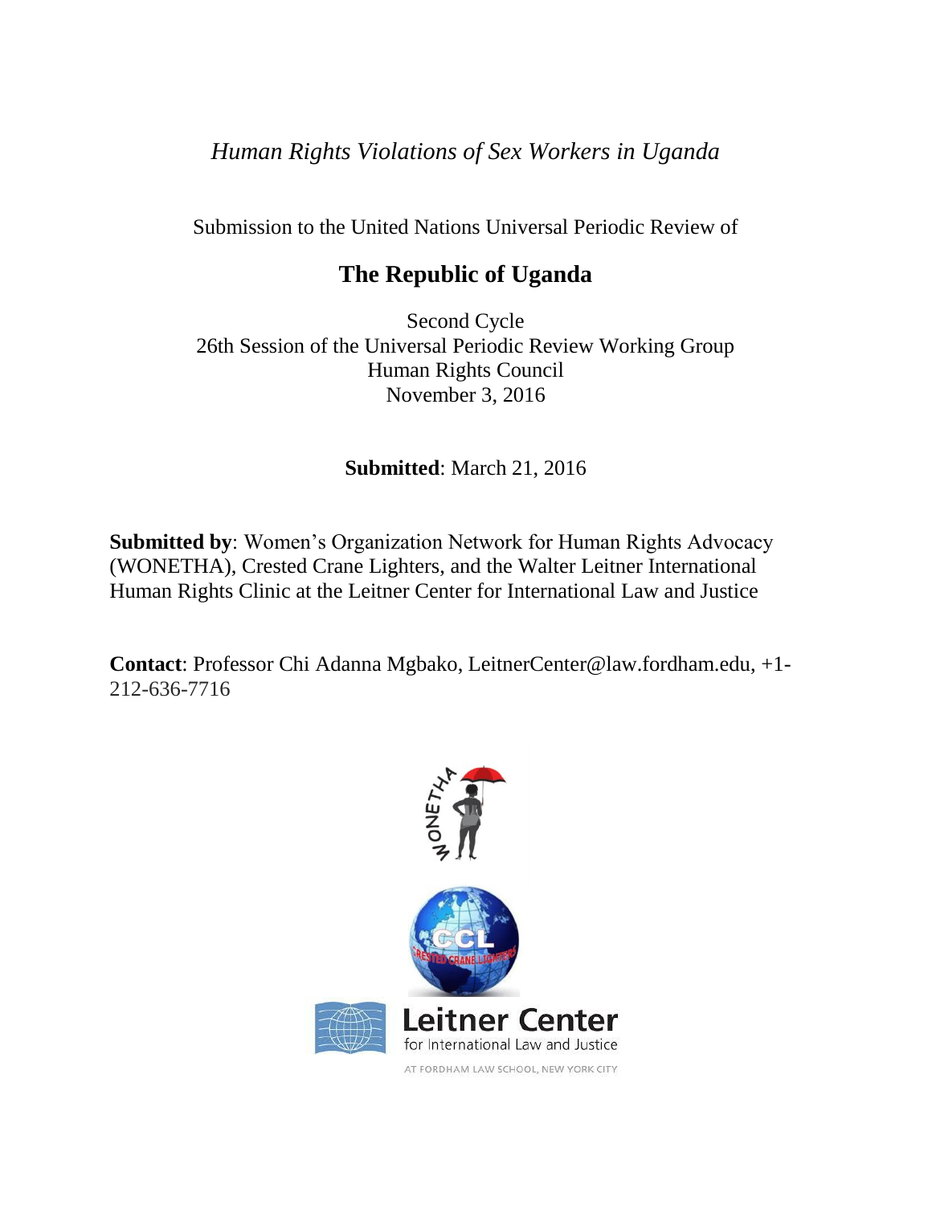*Human Rights Violations of Sex Workers in Uganda*

Submission to the United Nations Universal Periodic Review of

# The Republic of Uganda

Second Cycle
26th Session of the Universal Periodic Review Working Group
Human Rights Council
November 3, 2016

**Submitted**: March 21, 2016

**Submitted by**: Women's Organization Network for Human Rights Advocacy (WONETHA), Crested Crane Lighters, and the Walter Leitner International Human Rights Clinic at the Leitner Center for International Law and Justice

**Contact**: Professor Chi Adanna Mgbako, LeitnerCenter@law.fordham.edu, +1-212-636-7716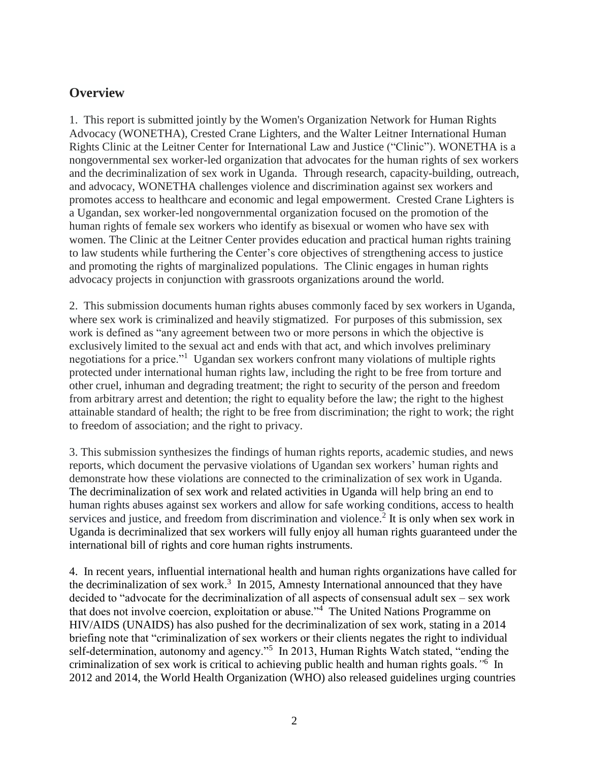## Overview

1. This report is submitted jointly by the Women's Organization Network for Human Rights Advocacy (WONETHA), Crested Crane Lighters, and the Walter Leitner International Human Rights Clinic at the Leitner Center for International Law and Justice ("Clinic"). WONETHA is a nongovernmental sex worker-led organization that advocates for the human rights of sex workers and the decriminalization of sex work in Uganda. Through research, capacity-building, outreach, and advocacy, WONETHA challenges violence and discrimination against sex workers and promotes access to healthcare and economic and legal empowerment. Crested Crane Lighters is a Ugandan, sex worker-led nongovernmental organization focused on the promotion of the human rights of female sex workers who identify as bisexual or women who have sex with women. The Clinic at the Leitner Center provides education and practical human rights training to law students while furthering the Center's core objectives of strengthening access to justice and promoting the rights of marginalized populations. The Clinic engages in human rights advocacy projects in conjunction with grassroots organizations around the world.

2. This submission documents human rights abuses commonly faced by sex workers in Uganda, where sex work is criminalized and heavily stigmatized. For purposes of this submission, sex work is defined as "any agreement between two or more persons in which the objective is exclusively limited to the sexual act and ends with that act, and which involves preliminary negotiations for a price."[1] Ugandan sex workers confront many violations of multiple rights protected under international human rights law, including the right to be free from torture and other cruel, inhuman and degrading treatment; the right to security of the person and freedom from arbitrary arrest and detention; the right to equality before the law; the right to the highest attainable standard of health; the right to be free from discrimination; the right to work; the right to freedom of association; and the right to privacy.

3. This submission synthesizes the findings of human rights reports, academic studies, and news reports, which document the pervasive violations of Ugandan sex workers' human rights and demonstrate how these violations are connected to the criminalization of sex work in Uganda. The decriminalization of sex work and related activities in Uganda will help bring an end to human rights abuses against sex workers and allow for safe working conditions, access to health services and justice, and freedom from discrimination and violence.[2] It is only when sex work in Uganda is decriminalized that sex workers will fully enjoy all human rights guaranteed under the international bill of rights and core human rights instruments.

4. In recent years, influential international health and human rights organizations have called for the decriminalization of sex work.[3] In 2015, Amnesty International announced that they have decided to "advocate for the decriminalization of all aspects of consensual adult sex – sex work that does not involve coercion, exploitation or abuse."[4] The United Nations Programme on HIV/AIDS (UNAIDS) has also pushed for the decriminalization of sex work, stating in a 2014 briefing note that "criminalization of sex workers or their clients negates the right to individual self-determination, autonomy and agency."[5] In 2013, Human Rights Watch stated, "ending the criminalization of sex work is critical to achieving public health and human rights goals."[6] In 2012 and 2014, the World Health Organization (WHO) also released guidelines urging countries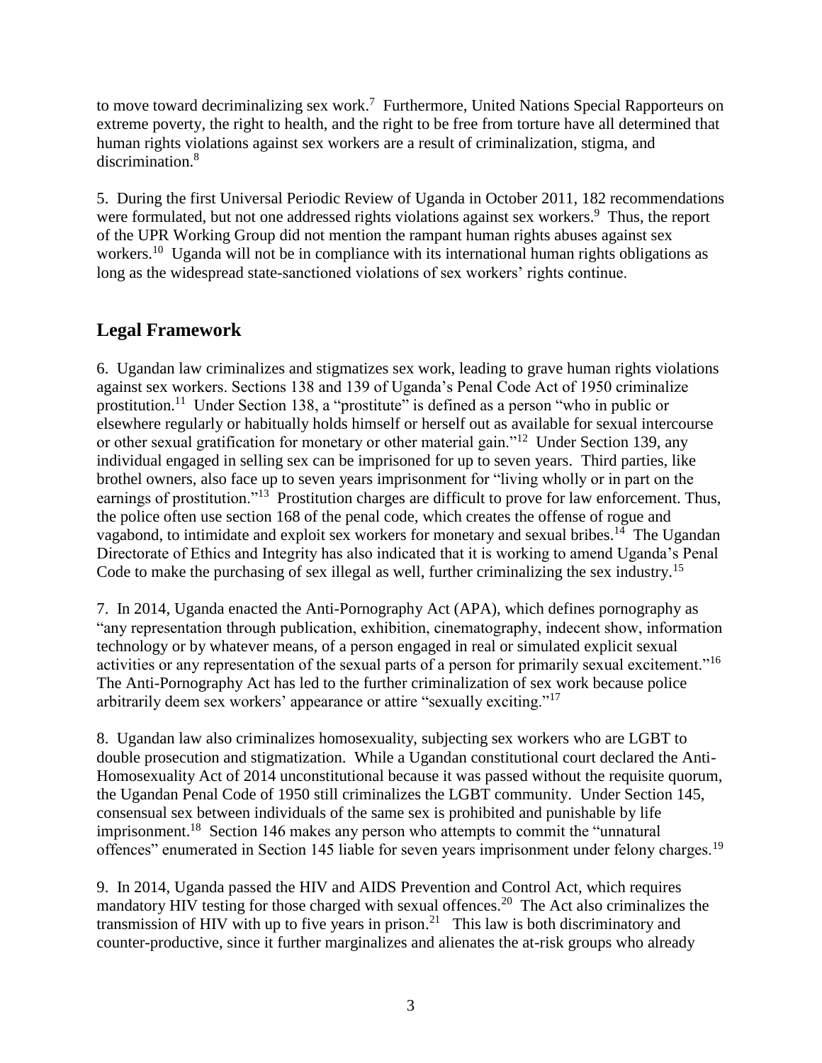to move toward decriminalizing sex work.[7] Furthermore, United Nations Special Rapporteurs on extreme poverty, the right to health, and the right to be free from torture have all determined that human rights violations against sex workers are a result of criminalization, stigma, and discrimination.[8]

5. During the first Universal Periodic Review of Uganda in October 2011, 182 recommendations were formulated, but not one addressed rights violations against sex workers.[9] Thus, the report of the UPR Working Group did not mention the rampant human rights abuses against sex workers.[10] Uganda will not be in compliance with its international human rights obligations as long as the widespread state-sanctioned violations of sex workers' rights continue.

## Legal Framework

6. Ugandan law criminalizes and stigmatizes sex work, leading to grave human rights violations against sex workers. Sections 138 and 139 of Uganda's Penal Code Act of 1950 criminalize prostitution.[11] Under Section 138, a "prostitute" is defined as a person "who in public or elsewhere regularly or habitually holds himself or herself out as available for sexual intercourse or other sexual gratification for monetary or other material gain."[12] Under Section 139, any individual engaged in selling sex can be imprisoned for up to seven years. Third parties, like brothel owners, also face up to seven years imprisonment for "living wholly or in part on the earnings of prostitution."[13] Prostitution charges are difficult to prove for law enforcement. Thus, the police often use section 168 of the penal code, which creates the offense of rogue and vagabond, to intimidate and exploit sex workers for monetary and sexual bribes.[14] The Ugandan Directorate of Ethics and Integrity has also indicated that it is working to amend Uganda's Penal Code to make the purchasing of sex illegal as well, further criminalizing the sex industry.[15]

7. In 2014, Uganda enacted the Anti-Pornography Act (APA), which defines pornography as "any representation through publication, exhibition, cinematography, indecent show, information technology or by whatever means, of a person engaged in real or simulated explicit sexual activities or any representation of the sexual parts of a person for primarily sexual excitement."[16] The Anti-Pornography Act has led to the further criminalization of sex work because police arbitrarily deem sex workers' appearance or attire "sexually exciting."[17]

8. Ugandan law also criminalizes homosexuality, subjecting sex workers who are LGBT to double prosecution and stigmatization. While a Ugandan constitutional court declared the Anti-Homosexuality Act of 2014 unconstitutional because it was passed without the requisite quorum, the Ugandan Penal Code of 1950 still criminalizes the LGBT community. Under Section 145, consensual sex between individuals of the same sex is prohibited and punishable by life imprisonment.[18] Section 146 makes any person who attempts to commit the "unnatural offences" enumerated in Section 145 liable for seven years imprisonment under felony charges.[19]

9. In 2014, Uganda passed the HIV and AIDS Prevention and Control Act, which requires mandatory HIV testing for those charged with sexual offences.[20] The Act also criminalizes the transmission of HIV with up to five years in prison.[21] This law is both discriminatory and counter-productive, since it further marginalizes and alienates the at-risk groups who already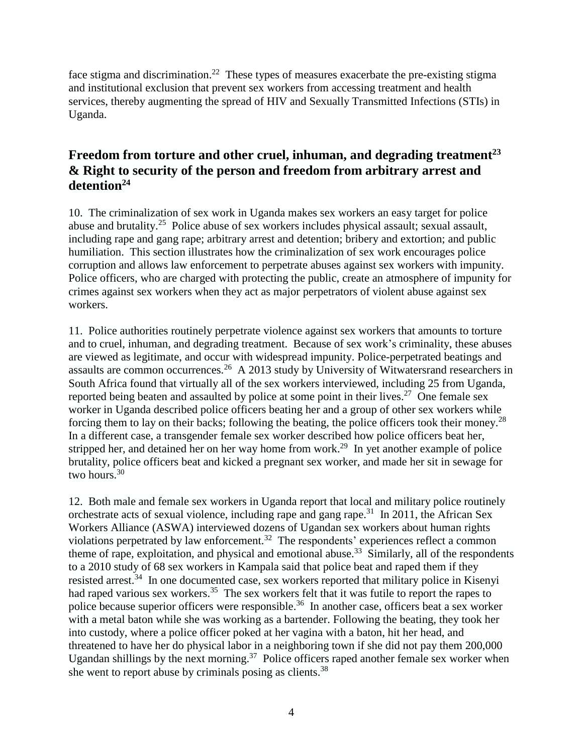face stigma and discrimination.[22] These types of measures exacerbate the pre-existing stigma and institutional exclusion that prevent sex workers from accessing treatment and health services, thereby augmenting the spread of HIV and Sexually Transmitted Infections (STIs) in Uganda.

## Freedom from torture and other cruel, inhuman, and degrading treatment[23] & Right to security of the person and freedom from arbitrary arrest and detention[24]

10. The criminalization of sex work in Uganda makes sex workers an easy target for police abuse and brutality.[25] Police abuse of sex workers includes physical assault; sexual assault, including rape and gang rape; arbitrary arrest and detention; bribery and extortion; and public humiliation. This section illustrates how the criminalization of sex work encourages police corruption and allows law enforcement to perpetrate abuses against sex workers with impunity. Police officers, who are charged with protecting the public, create an atmosphere of impunity for crimes against sex workers when they act as major perpetrators of violent abuse against sex workers.

11. Police authorities routinely perpetrate violence against sex workers that amounts to torture and to cruel, inhuman, and degrading treatment. Because of sex work's criminality, these abuses are viewed as legitimate, and occur with widespread impunity. Police-perpetrated beatings and assaults are common occurrences.[26] A 2013 study by University of Witwatersrand researchers in South Africa found that virtually all of the sex workers interviewed, including 25 from Uganda, reported being beaten and assaulted by police at some point in their lives.[27] One female sex worker in Uganda described police officers beating her and a group of other sex workers while forcing them to lay on their backs; following the beating, the police officers took their money.[28] In a different case, a transgender female sex worker described how police officers beat her, stripped her, and detained her on her way home from work.[29] In yet another example of police brutality, police officers beat and kicked a pregnant sex worker, and made her sit in sewage for two hours.[30]

12. Both male and female sex workers in Uganda report that local and military police routinely orchestrate acts of sexual violence, including rape and gang rape.[31] In 2011, the African Sex Workers Alliance (ASWA) interviewed dozens of Ugandan sex workers about human rights violations perpetrated by law enforcement.[32] The respondents' experiences reflect a common theme of rape, exploitation, and physical and emotional abuse.[33] Similarly, all of the respondents to a 2010 study of 68 sex workers in Kampala said that police beat and raped them if they resisted arrest.[34] In one documented case, sex workers reported that military police in Kisenyi had raped various sex workers.[35] The sex workers felt that it was futile to report the rapes to police because superior officers were responsible.[36] In another case, officers beat a sex worker with a metal baton while she was working as a bartender. Following the beating, they took her into custody, where a police officer poked at her vagina with a baton, hit her head, and threatened to have her do physical labor in a neighboring town if she did not pay them 200,000 Ugandan shillings by the next morning.[37] Police officers raped another female sex worker when she went to report abuse by criminals posing as clients.[38]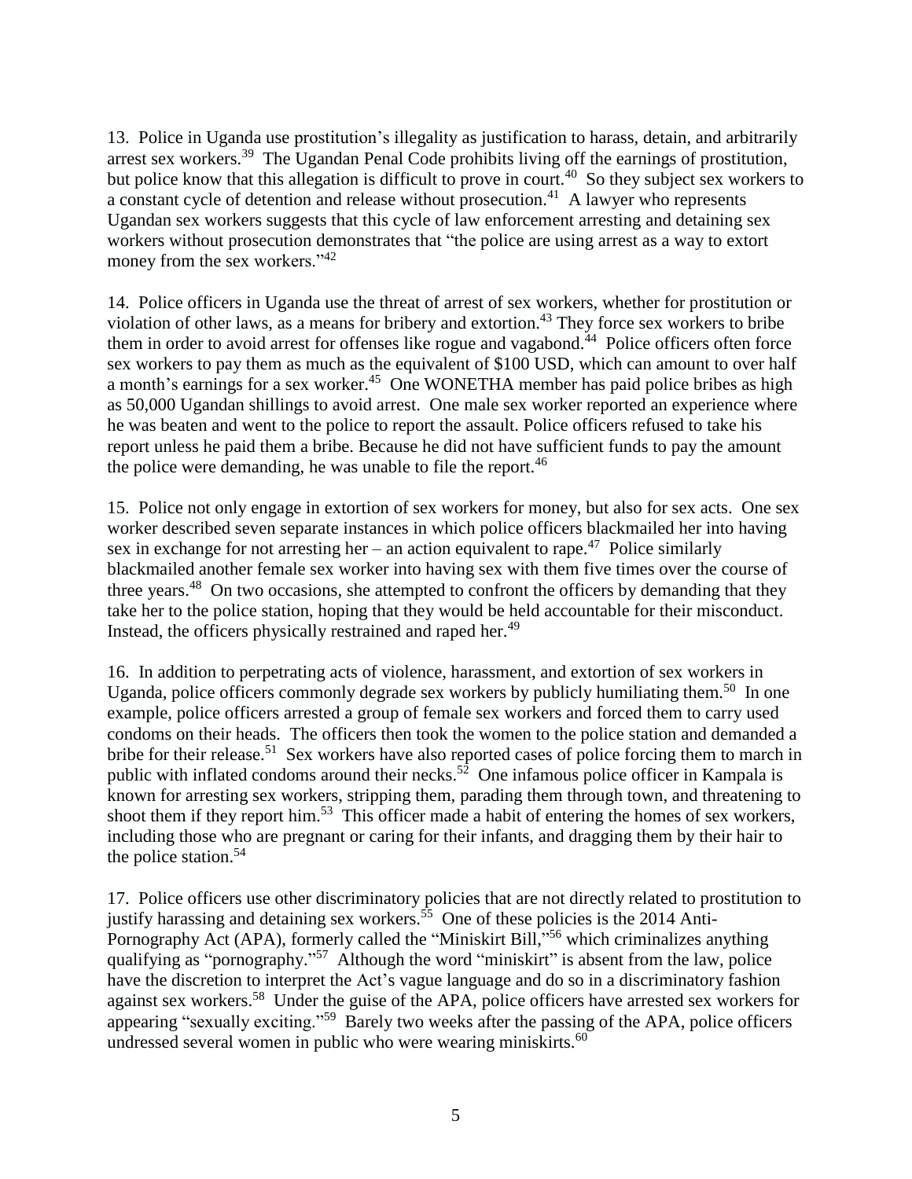13. Police in Uganda use prostitution's illegality as justification to harass, detain, and arbitrarily arrest sex workers.[39] The Ugandan Penal Code prohibits living off the earnings of prostitution, but police know that this allegation is difficult to prove in court.[40] So they subject sex workers to a constant cycle of detention and release without prosecution.[41] A lawyer who represents Ugandan sex workers suggests that this cycle of law enforcement arresting and detaining sex workers without prosecution demonstrates that "the police are using arrest as a way to extort money from the sex workers."[42]

14. Police officers in Uganda use the threat of arrest of sex workers, whether for prostitution or violation of other laws, as a means for bribery and extortion.[43] They force sex workers to bribe them in order to avoid arrest for offenses like rogue and vagabond.[44] Police officers often force sex workers to pay them as much as the equivalent of $100 USD, which can amount to over half a month's earnings for a sex worker.[45] One WONETHA member has paid police bribes as high as 50,000 Ugandan shillings to avoid arrest. One male sex worker reported an experience where he was beaten and went to the police to report the assault. Police officers refused to take his report unless he paid them a bribe. Because he did not have sufficient funds to pay the amount the police were demanding, he was unable to file the report.[46]

15. Police not only engage in extortion of sex workers for money, but also for sex acts. One sex worker described seven separate instances in which police officers blackmailed her into having sex in exchange for not arresting her – an action equivalent to rape.[47] Police similarly blackmailed another female sex worker into having sex with them five times over the course of three years.[48] On two occasions, she attempted to confront the officers by demanding that they take her to the police station, hoping that they would be held accountable for their misconduct. Instead, the officers physically restrained and raped her.[49]

16. In addition to perpetrating acts of violence, harassment, and extortion of sex workers in Uganda, police officers commonly degrade sex workers by publicly humiliating them.[50] In one example, police officers arrested a group of female sex workers and forced them to carry used condoms on their heads. The officers then took the women to the police station and demanded a bribe for their release.[51] Sex workers have also reported cases of police forcing them to march in public with inflated condoms around their necks.[52] One infamous police officer in Kampala is known for arresting sex workers, stripping them, parading them through town, and threatening to shoot them if they report him.[53] This officer made a habit of entering the homes of sex workers, including those who are pregnant or caring for their infants, and dragging them by their hair to the police station.[54]

17. Police officers use other discriminatory policies that are not directly related to prostitution to justify harassing and detaining sex workers.[55] One of these policies is the 2014 Anti-Pornography Act (APA), formerly called the "Miniskirt Bill,"[56] which criminalizes anything qualifying as "pornography."[57] Although the word "miniskirt" is absent from the law, police have the discretion to interpret the Act's vague language and do so in a discriminatory fashion against sex workers.[58] Under the guise of the APA, police officers have arrested sex workers for appearing "sexually exciting."[59] Barely two weeks after the passing of the APA, police officers undressed several women in public who were wearing miniskirts.[60]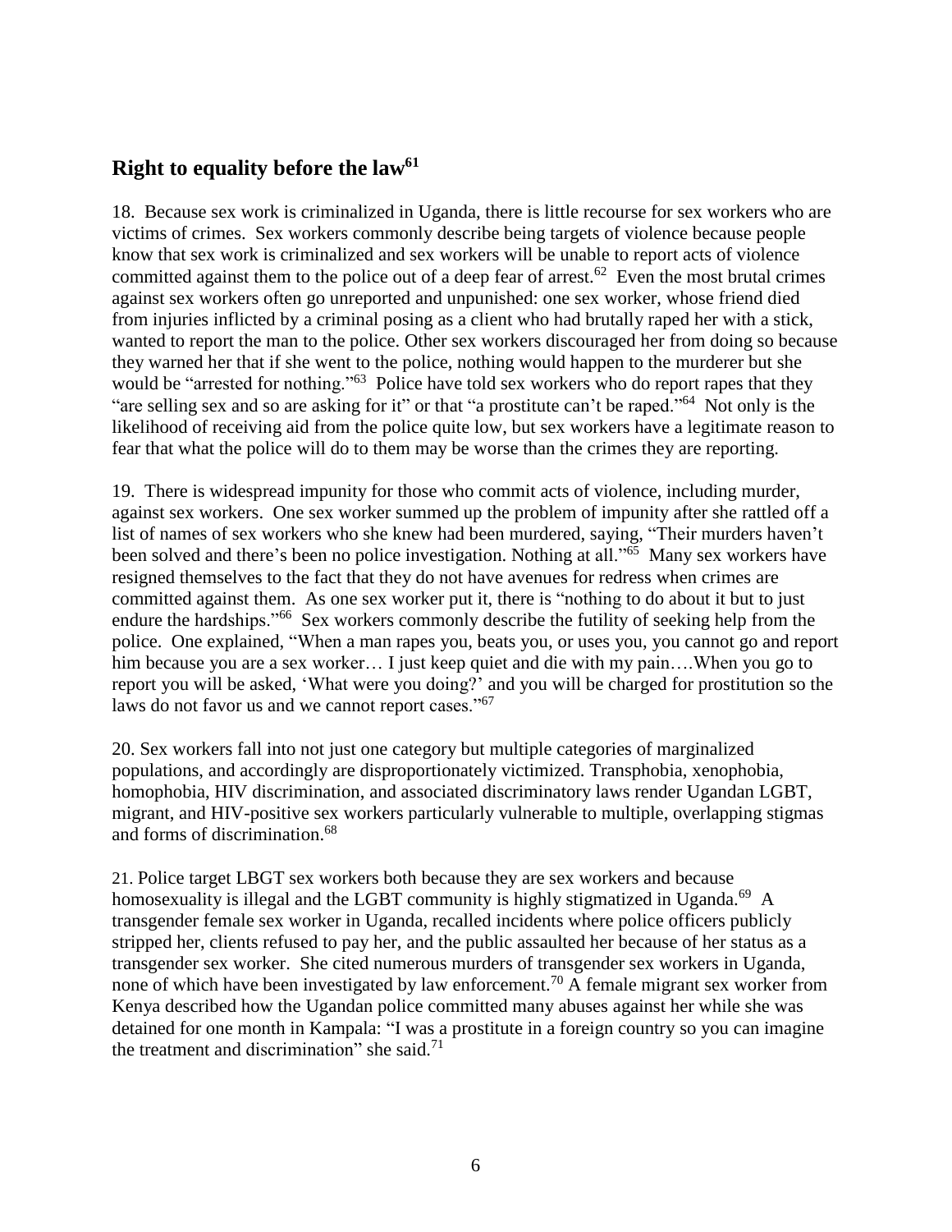## Right to equality before the law[61]

18. Because sex work is criminalized in Uganda, there is little recourse for sex workers who are victims of crimes. Sex workers commonly describe being targets of violence because people know that sex work is criminalized and sex workers will be unable to report acts of violence committed against them to the police out of a deep fear of arrest.[62] Even the most brutal crimes against sex workers often go unreported and unpunished: one sex worker, whose friend died from injuries inflicted by a criminal posing as a client who had brutally raped her with a stick, wanted to report the man to the police. Other sex workers discouraged her from doing so because they warned her that if she went to the police, nothing would happen to the murderer but she would be "arrested for nothing."[63] Police have told sex workers who do report rapes that they "are selling sex and so are asking for it" or that "a prostitute can't be raped."[64] Not only is the likelihood of receiving aid from the police quite low, but sex workers have a legitimate reason to fear that what the police will do to them may be worse than the crimes they are reporting.

19. There is widespread impunity for those who commit acts of violence, including murder, against sex workers. One sex worker summed up the problem of impunity after she rattled off a list of names of sex workers who she knew had been murdered, saying, "Their murders haven't been solved and there's been no police investigation. Nothing at all."[65] Many sex workers have resigned themselves to the fact that they do not have avenues for redress when crimes are committed against them. As one sex worker put it, there is "nothing to do about it but to just endure the hardships."[66] Sex workers commonly describe the futility of seeking help from the police. One explained, "When a man rapes you, beats you, or uses you, you cannot go and report him because you are a sex worker… I just keep quiet and die with my pain….When you go to report you will be asked, 'What were you doing?' and you will be charged for prostitution so the laws do not favor us and we cannot report cases."[67]

20. Sex workers fall into not just one category but multiple categories of marginalized populations, and accordingly are disproportionately victimized. Transphobia, xenophobia, homophobia, HIV discrimination, and associated discriminatory laws render Ugandan LGBT, migrant, and HIV-positive sex workers particularly vulnerable to multiple, overlapping stigmas and forms of discrimination.[68]

21. Police target LBGT sex workers both because they are sex workers and because homosexuality is illegal and the LGBT community is highly stigmatized in Uganda.[69] A transgender female sex worker in Uganda, recalled incidents where police officers publicly stripped her, clients refused to pay her, and the public assaulted her because of her status as a transgender sex worker. She cited numerous murders of transgender sex workers in Uganda, none of which have been investigated by law enforcement.[70] A female migrant sex worker from Kenya described how the Ugandan police committed many abuses against her while she was detained for one month in Kampala: "I was a prostitute in a foreign country so you can imagine the treatment and discrimination" she said.[71]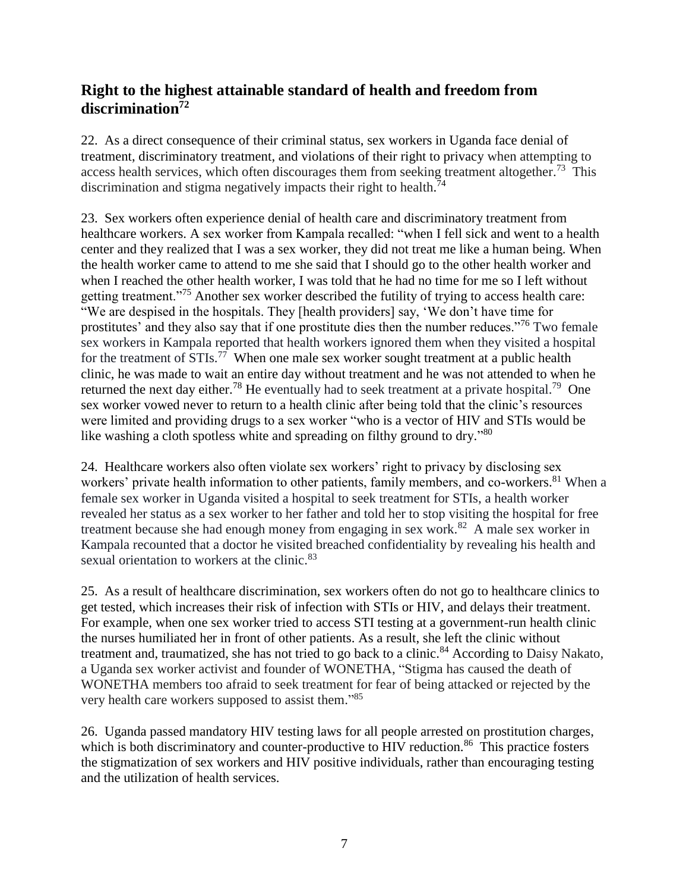## Right to the highest attainable standard of health and freedom from discrimination[72]

22. As a direct consequence of their criminal status, sex workers in Uganda face denial of treatment, discriminatory treatment, and violations of their right to privacy when attempting to access health services, which often discourages them from seeking treatment altogether.[73] This discrimination and stigma negatively impacts their right to health.[74]

23. Sex workers often experience denial of health care and discriminatory treatment from healthcare workers. A sex worker from Kampala recalled: "when I fell sick and went to a health center and they realized that I was a sex worker, they did not treat me like a human being. When the health worker came to attend to me she said that I should go to the other health worker and when I reached the other health worker, I was told that he had no time for me so I left without getting treatment."[75] Another sex worker described the futility of trying to access health care: "We are despised in the hospitals. They [health providers] say, 'We don't have time for prostitutes' and they also say that if one prostitute dies then the number reduces."[76] Two female sex workers in Kampala reported that health workers ignored them when they visited a hospital for the treatment of STIs.[77] When one male sex worker sought treatment at a public health clinic, he was made to wait an entire day without treatment and he was not attended to when he returned the next day either.[78] He eventually had to seek treatment at a private hospital.[79] One sex worker vowed never to return to a health clinic after being told that the clinic's resources were limited and providing drugs to a sex worker "who is a vector of HIV and STIs would be like washing a cloth spotless white and spreading on filthy ground to dry."[80]

24. Healthcare workers also often violate sex workers' right to privacy by disclosing sex workers' private health information to other patients, family members, and co-workers.[81] When a female sex worker in Uganda visited a hospital to seek treatment for STIs, a health worker revealed her status as a sex worker to her father and told her to stop visiting the hospital for free treatment because she had enough money from engaging in sex work.[82] A male sex worker in Kampala recounted that a doctor he visited breached confidentiality by revealing his health and sexual orientation to workers at the clinic.[83]

25. As a result of healthcare discrimination, sex workers often do not go to healthcare clinics to get tested, which increases their risk of infection with STIs or HIV, and delays their treatment. For example, when one sex worker tried to access STI testing at a government-run health clinic the nurses humiliated her in front of other patients. As a result, she left the clinic without treatment and, traumatized, she has not tried to go back to a clinic.[84] According to Daisy Nakato, a Uganda sex worker activist and founder of WONETHA, "Stigma has caused the death of WONETHA members too afraid to seek treatment for fear of being attacked or rejected by the very health care workers supposed to assist them."[85]

26. Uganda passed mandatory HIV testing laws for all people arrested on prostitution charges, which is both discriminatory and counter-productive to HIV reduction.[86] This practice fosters the stigmatization of sex workers and HIV positive individuals, rather than encouraging testing and the utilization of health services.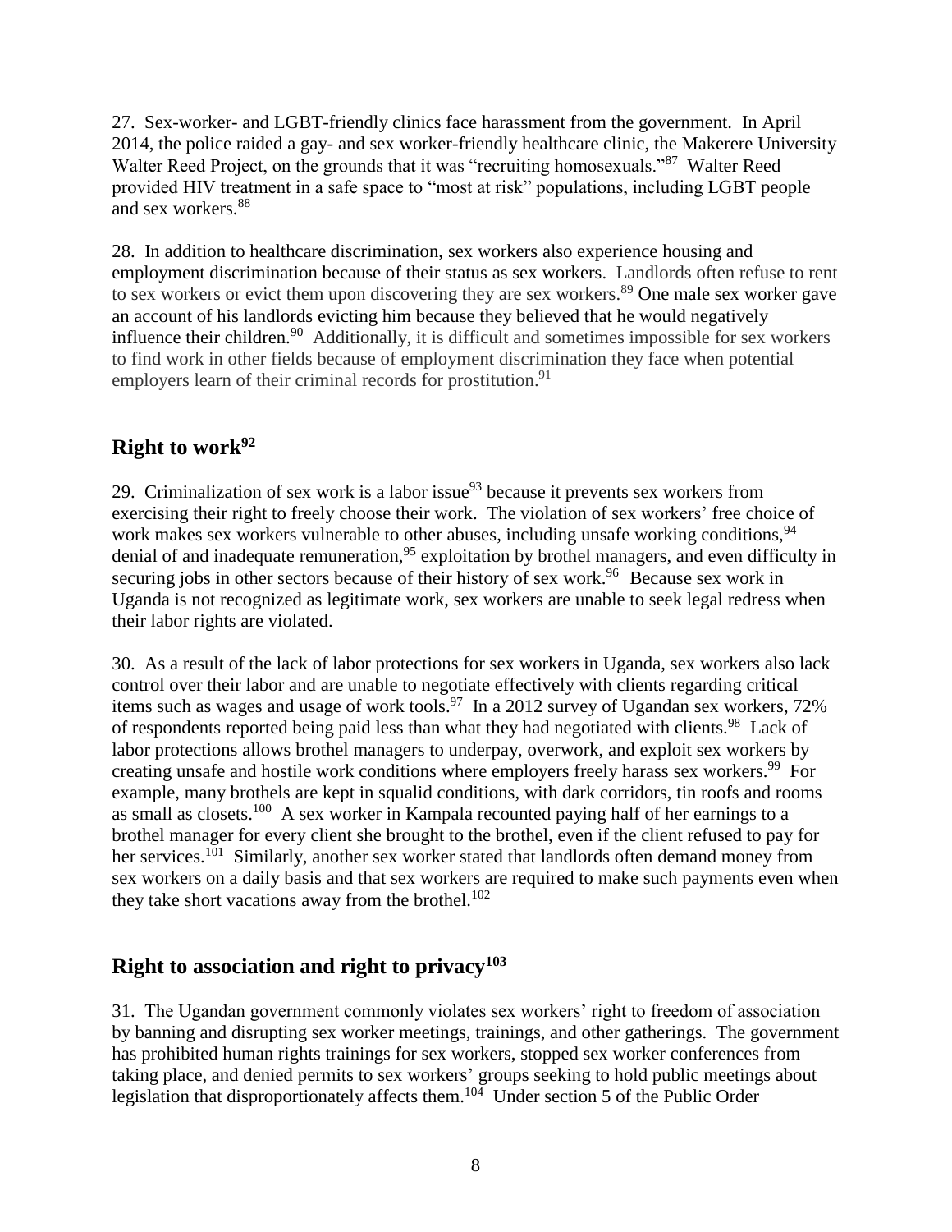27. Sex-worker- and LGBT-friendly clinics face harassment from the government. In April 2014, the police raided a gay- and sex worker-friendly healthcare clinic, the Makerere University Walter Reed Project, on the grounds that it was "recruiting homosexuals."[87] Walter Reed provided HIV treatment in a safe space to "most at risk" populations, including LGBT people and sex workers.[88]

28. In addition to healthcare discrimination, sex workers also experience housing and employment discrimination because of their status as sex workers. Landlords often refuse to rent to sex workers or evict them upon discovering they are sex workers.[89] One male sex worker gave an account of his landlords evicting him because they believed that he would negatively influence their children.[90] Additionally, it is difficult and sometimes impossible for sex workers to find work in other fields because of employment discrimination they face when potential employers learn of their criminal records for prostitution.[91]

## Right to work[92]

29. Criminalization of sex work is a labor issue[93] because it prevents sex workers from exercising their right to freely choose their work. The violation of sex workers' free choice of work makes sex workers vulnerable to other abuses, including unsafe working conditions,[94] denial of and inadequate remuneration,[95] exploitation by brothel managers, and even difficulty in securing jobs in other sectors because of their history of sex work.[96] Because sex work in Uganda is not recognized as legitimate work, sex workers are unable to seek legal redress when their labor rights are violated.

30. As a result of the lack of labor protections for sex workers in Uganda, sex workers also lack control over their labor and are unable to negotiate effectively with clients regarding critical items such as wages and usage of work tools.[97] In a 2012 survey of Ugandan sex workers, 72% of respondents reported being paid less than what they had negotiated with clients.[98] Lack of labor protections allows brothel managers to underpay, overwork, and exploit sex workers by creating unsafe and hostile work conditions where employers freely harass sex workers.[99] For example, many brothels are kept in squalid conditions, with dark corridors, tin roofs and rooms as small as closets.[100] A sex worker in Kampala recounted paying half of her earnings to a brothel manager for every client she brought to the brothel, even if the client refused to pay for her services.[101] Similarly, another sex worker stated that landlords often demand money from sex workers on a daily basis and that sex workers are required to make such payments even when they take short vacations away from the brothel.[102]

## Right to association and right to privacy[103]

31. The Ugandan government commonly violates sex workers' right to freedom of association by banning and disrupting sex worker meetings, trainings, and other gatherings. The government has prohibited human rights trainings for sex workers, stopped sex worker conferences from taking place, and denied permits to sex workers' groups seeking to hold public meetings about legislation that disproportionately affects them.[104] Under section 5 of the Public Order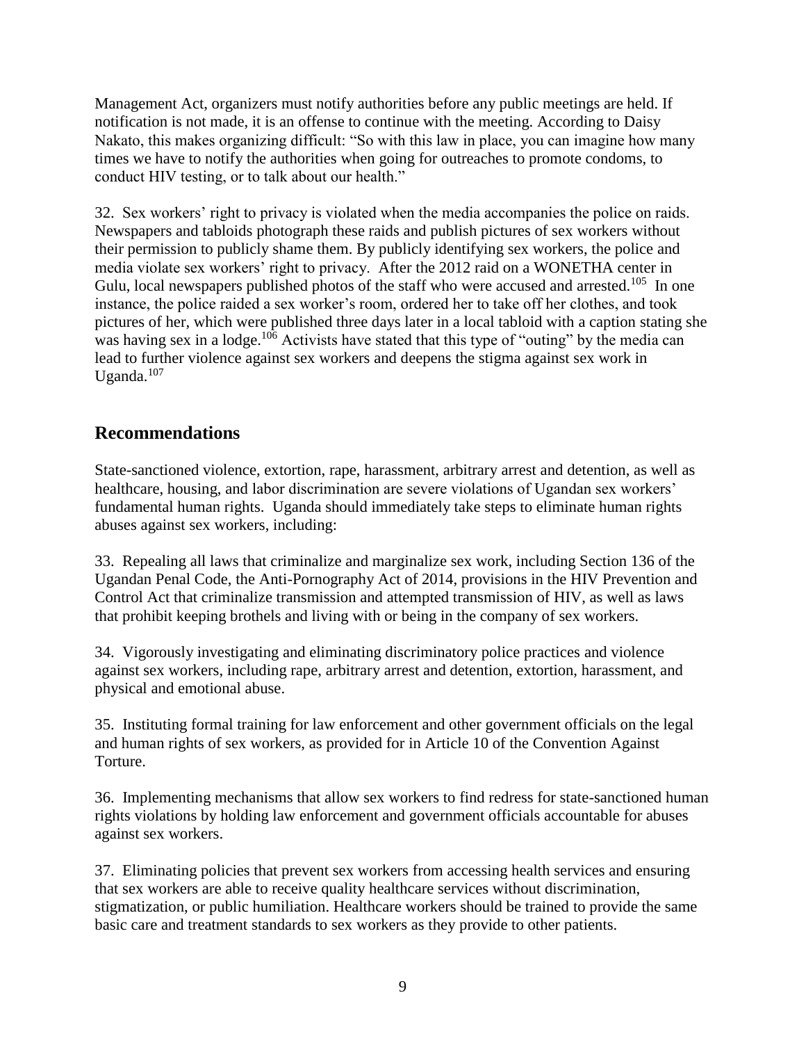Management Act, organizers must notify authorities before any public meetings are held. If notification is not made, it is an offense to continue with the meeting. According to Daisy Nakato, this makes organizing difficult: "So with this law in place, you can imagine how many times we have to notify the authorities when going for outreaches to promote condoms, to conduct HIV testing, or to talk about our health."

32. Sex workers' right to privacy is violated when the media accompanies the police on raids. Newspapers and tabloids photograph these raids and publish pictures of sex workers without their permission to publicly shame them. By publicly identifying sex workers, the police and media violate sex workers' right to privacy. After the 2012 raid on a WONETHA center in Gulu, local newspapers published photos of the staff who were accused and arrested.[105] In one instance, the police raided a sex worker's room, ordered her to take off her clothes, and took pictures of her, which were published three days later in a local tabloid with a caption stating she was having sex in a lodge.[106] Activists have stated that this type of "outing" by the media can lead to further violence against sex workers and deepens the stigma against sex work in Uganda.[107]

## Recommendations

State-sanctioned violence, extortion, rape, harassment, arbitrary arrest and detention, as well as healthcare, housing, and labor discrimination are severe violations of Ugandan sex workers' fundamental human rights. Uganda should immediately take steps to eliminate human rights abuses against sex workers, including:

33. Repealing all laws that criminalize and marginalize sex work, including Section 136 of the Ugandan Penal Code, the Anti-Pornography Act of 2014, provisions in the HIV Prevention and Control Act that criminalize transmission and attempted transmission of HIV, as well as laws that prohibit keeping brothels and living with or being in the company of sex workers.

34. Vigorously investigating and eliminating discriminatory police practices and violence against sex workers, including rape, arbitrary arrest and detention, extortion, harassment, and physical and emotional abuse.

35. Instituting formal training for law enforcement and other government officials on the legal and human rights of sex workers, as provided for in Article 10 of the Convention Against Torture.

36. Implementing mechanisms that allow sex workers to find redress for state-sanctioned human rights violations by holding law enforcement and government officials accountable for abuses against sex workers.

37. Eliminating policies that prevent sex workers from accessing health services and ensuring that sex workers are able to receive quality healthcare services without discrimination, stigmatization, or public humiliation. Healthcare workers should be trained to provide the same basic care and treatment standards to sex workers as they provide to other patients.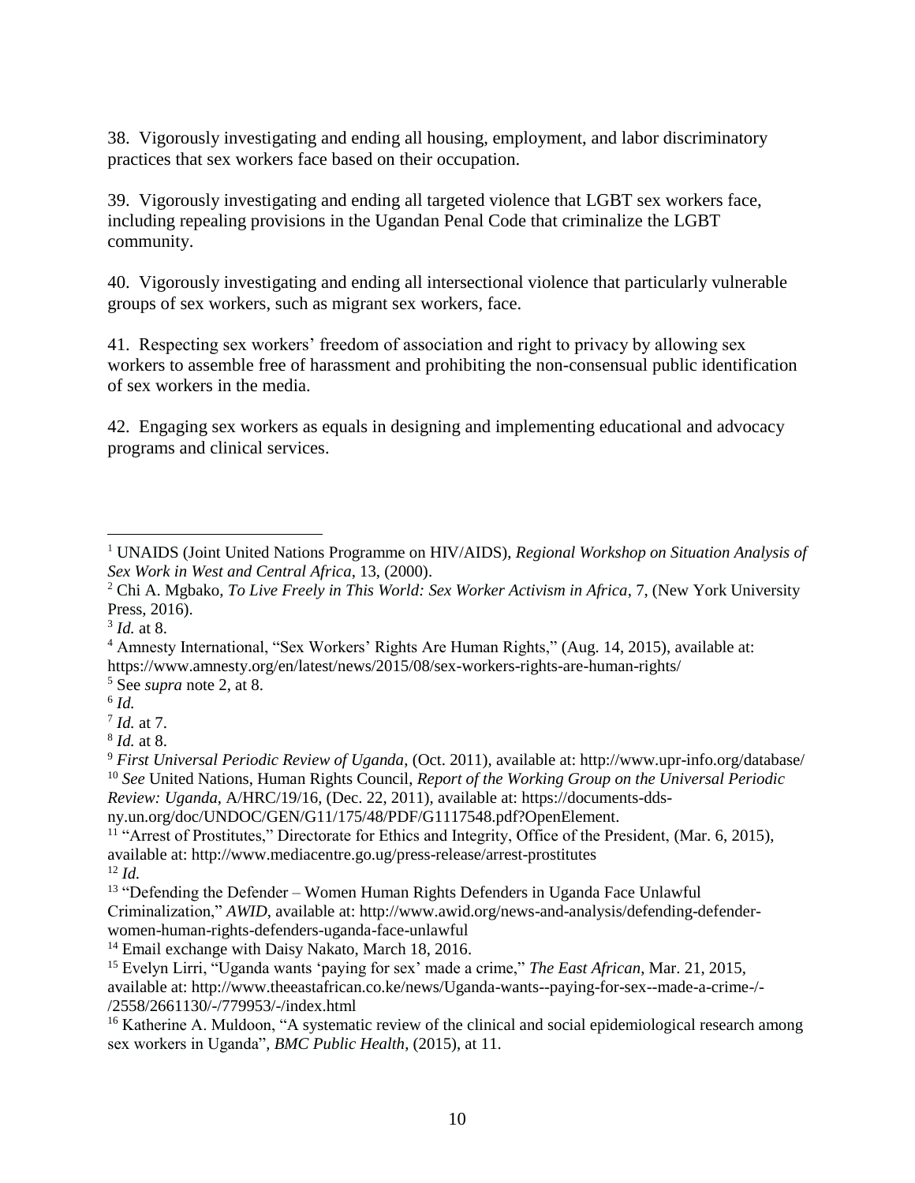38. Vigorously investigating and ending all housing, employment, and labor discriminatory practices that sex workers face based on their occupation.

39. Vigorously investigating and ending all targeted violence that LGBT sex workers face, including repealing provisions in the Ugandan Penal Code that criminalize the LGBT community.

40. Vigorously investigating and ending all intersectional violence that particularly vulnerable groups of sex workers, such as migrant sex workers, face.

41. Respecting sex workers' freedom of association and right to privacy by allowing sex workers to assemble free of harassment and prohibiting the non-consensual public identification of sex workers in the media.

42. Engaging sex workers as equals in designing and implementing educational and advocacy programs and clinical services.

---

[1] UNAIDS (Joint United Nations Programme on HIV/AIDS), *Regional Workshop on Situation Analysis of Sex Work in West and Central Africa*, 13, (2000).

[2] Chi A. Mgbako, *To Live Freely in This World: Sex Worker Activism in Africa*, 7, (New York University Press, 2016).

[3] *Id.* at 8.

[4] Amnesty International, "Sex Workers' Rights Are Human Rights," (Aug. 14, 2015), available at: https://www.amnesty.org/en/latest/news/2015/08/sex-workers-rights-are-human-rights/

[5] See *supra* note 2, at 8.

[6] *Id.*

[7] *Id.* at 7.

[8] *Id.* at 8.

[9] *First Universal Periodic Review of Uganda*, (Oct. 2011), available at: http://www.upr-info.org/database/

[10] *See* United Nations, Human Rights Council, *Report of the Working Group on the Universal Periodic Review: Uganda*, A/HRC/19/16, (Dec. 22, 2011), available at: https://documents-dds-ny.un.org/doc/UNDOC/GEN/G11/175/48/PDF/G1117548.pdf?OpenElement.

[11] "Arrest of Prostitutes," Directorate for Ethics and Integrity, Office of the President, (Mar. 6, 2015), available at: http://www.mediacentre.go.ug/press-release/arrest-prostitutes

[12] *Id.*

[13] "Defending the Defender – Women Human Rights Defenders in Uganda Face Unlawful Criminalization," *AWID*, available at: http://www.awid.org/news-and-analysis/defending-defender-women-human-rights-defenders-uganda-face-unlawful

[14] Email exchange with Daisy Nakato, March 18, 2016.

[15] Evelyn Lirri, "Uganda wants 'paying for sex' made a crime," *The East African*, Mar. 21, 2015, available at: http://www.theeastafrican.co.ke/news/Uganda-wants--paying-for-sex--made-a-crime-/-/2558/2661130/-/779953/-/index.html

[16] Katherine A. Muldoon, "A systematic review of the clinical and social epidemiological research among sex workers in Uganda", *BMC Public Health*, (2015), at 11.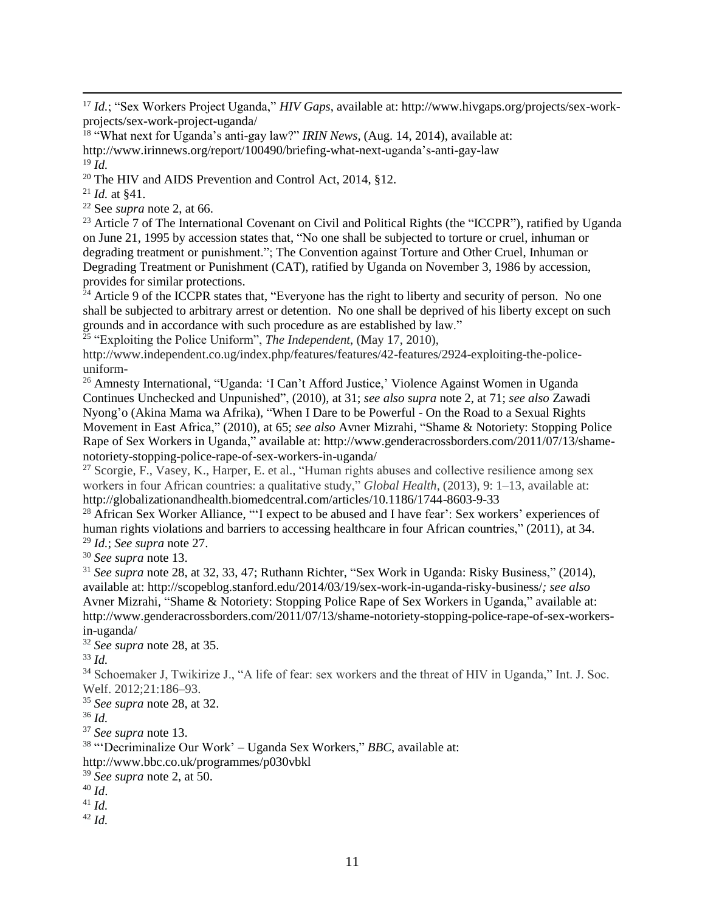[17] *Id.*; "Sex Workers Project Uganda," *HIV Gaps*, available at: http://www.hivgaps.org/projects/sex-work-projects/sex-work-project-uganda/

[18] "What next for Uganda's anti-gay law?" *IRIN News*, (Aug. 14, 2014), available at: http://www.irinnews.org/report/100490/briefing-what-next-uganda's-anti-gay-law

[19] *Id.*

[20] The HIV and AIDS Prevention and Control Act, 2014, §12.

[21] *Id.* at §41.

[22] See *supra* note 2, at 66.

[23] Article 7 of The International Covenant on Civil and Political Rights (the "ICCPR"), ratified by Uganda on June 21, 1995 by accession states that, "No one shall be subjected to torture or cruel, inhuman or degrading treatment or punishment."; The Convention against Torture and Other Cruel, Inhuman or Degrading Treatment or Punishment (CAT), ratified by Uganda on November 3, 1986 by accession, provides for similar protections.

[24] Article 9 of the ICCPR states that, "Everyone has the right to liberty and security of person. No one shall be subjected to arbitrary arrest or detention. No one shall be deprived of his liberty except on such grounds and in accordance with such procedure as are established by law."

[25] "Exploiting the Police Uniform", *The Independent*, (May 17, 2010), http://www.independent.co.ug/index.php/features/features/42-features/2924-exploiting-the-police-uniform-

[26] Amnesty International, "Uganda: 'I Can't Afford Justice,' Violence Against Women in Uganda Continues Unchecked and Unpunished", (2010), at 31; *see also supra* note 2, at 71; *see also* Zawadi Nyong'o (Akina Mama wa Afrika), "When I Dare to be Powerful - On the Road to a Sexual Rights Movement in East Africa," (2010), at 65; *see also* Avner Mizrahi, "Shame & Notoriety: Stopping Police Rape of Sex Workers in Uganda," available at: http://www.genderacrossborders.com/2011/07/13/shame-notoriety-stopping-police-rape-of-sex-workers-in-uganda/

[27] Scorgie, F., Vasey, K., Harper, E. et al., "Human rights abuses and collective resilience among sex workers in four African countries: a qualitative study," *Global Health*, (2013), 9: 1–13, available at: http://globalizationandhealth.biomedcentral.com/articles/10.1186/1744-8603-9-33

[28] African Sex Worker Alliance, "'I expect to be abused and I have fear': Sex workers' experiences of human rights violations and barriers to accessing healthcare in four African countries," (2011), at 34.

[29] *Id.*; *See supra* note 27.

[30] *See supra* note 13.

[31] *See supra* note 28, at 32, 33, 47; Ruthann Richter, "Sex Work in Uganda: Risky Business," (2014), available at: http://scopeblog.stanford.edu/2014/03/19/sex-work-in-uganda-risky-business/*; see also* Avner Mizrahi, "Shame & Notoriety: Stopping Police Rape of Sex Workers in Uganda," available at: http://www.genderacrossborders.com/2011/07/13/shame-notoriety-stopping-police-rape-of-sex-workers-in-uganda/

[32] *See supra* note 28, at 35.

[33] *Id.*

[34] Schoemaker J, Twikirize J., "A life of fear: sex workers and the threat of HIV in Uganda," Int. J. Soc. Welf. 2012;21:186–93.

[35] *See supra* note 28, at 32.

[36] *Id.*

[37] *See supra* note 13.

[38] "'Decriminalize Our Work' – Uganda Sex Workers," *BBC*, available at: http://www.bbc.co.uk/programmes/p030vbkl

[39] *See supra* note 2, at 50.

[40] *Id*.

[41] *Id.*

[42] *Id.*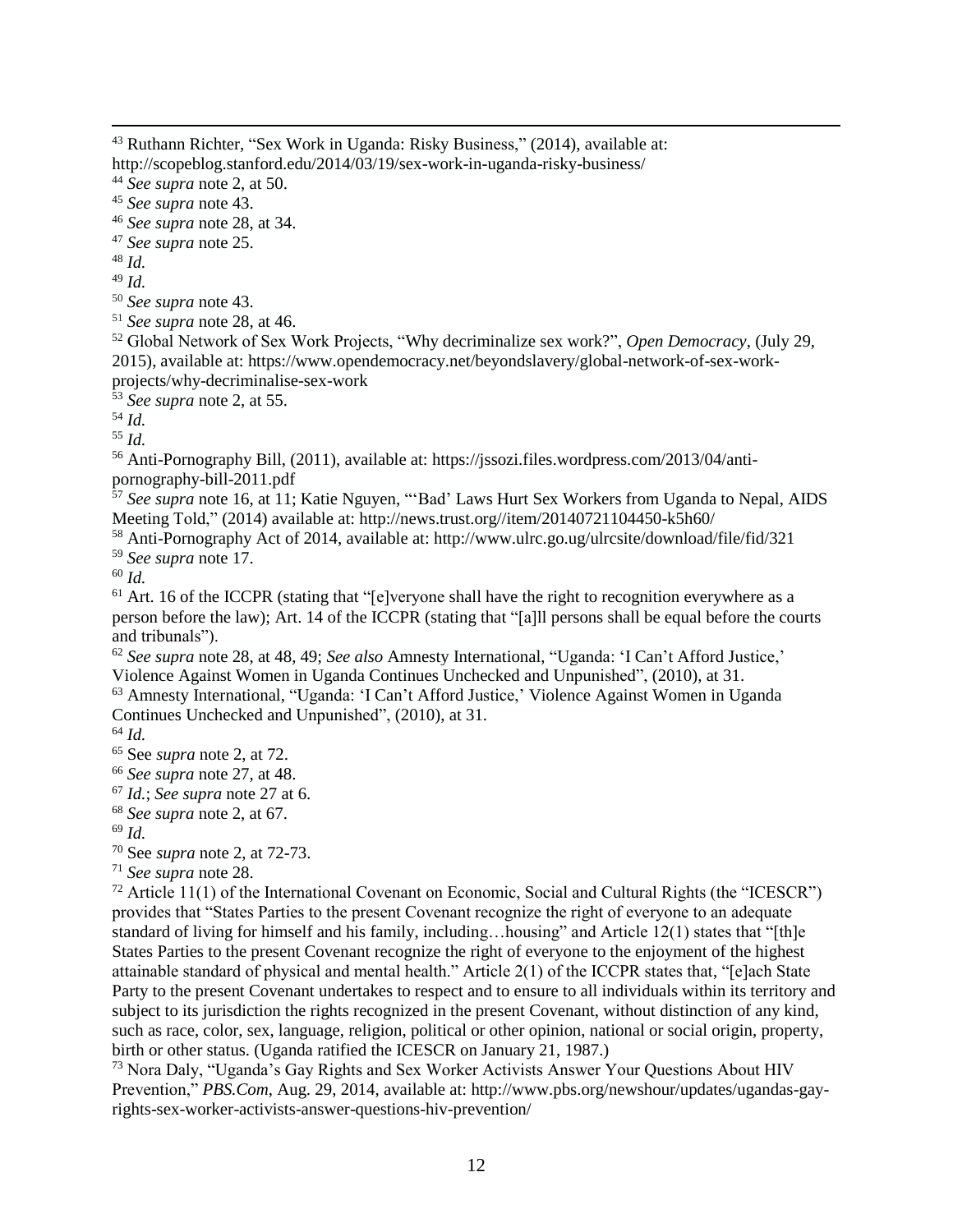[43] Ruthann Richter, "Sex Work in Uganda: Risky Business," (2014), available at: http://scopeblog.stanford.edu/2014/03/19/sex-work-in-uganda-risky-business/

[44] *See supra* note 2, at 50.

[45] *See supra* note 43.

[46] *See supra* note 28, at 34.

[47] *See supra* note 25.

[48] *Id.*

[49] *Id.*

[50] *See supra* note 43.

[51] *See supra* note 28, at 46.

[52] Global Network of Sex Work Projects, "Why decriminalize sex work?", *Open Democracy*, (July 29, 2015), available at: https://www.opendemocracy.net/beyondslavery/global-network-of-sex-work-projects/why-decriminalise-sex-work

[53] *See supra* note 2, at 55.

[54] *Id.*

[55] *Id.*

[56] Anti-Pornography Bill, (2011), available at: https://jssozi.files.wordpress.com/2013/04/anti-pornography-bill-2011.pdf

[57] *See supra* note 16, at 11; Katie Nguyen, "'Bad' Laws Hurt Sex Workers from Uganda to Nepal, AIDS Meeting Told," (2014) available at: http://news.trust.org//item/20140721104450-k5h60/

[58] Anti-Pornography Act of 2014, available at: http://www.ulrc.go.ug/ulrcsite/download/file/fid/321

[59] *See supra* note 17.

[60] *Id.*

[61] Art. 16 of the ICCPR (stating that "[e]veryone shall have the right to recognition everywhere as a person before the law); Art. 14 of the ICCPR (stating that "[a]ll persons shall be equal before the courts and tribunals").

[62] *See supra* note 28, at 48, 49; *See also* Amnesty International, "Uganda: 'I Can't Afford Justice,' Violence Against Women in Uganda Continues Unchecked and Unpunished", (2010), at 31.

[63] Amnesty International, "Uganda: 'I Can't Afford Justice,' Violence Against Women in Uganda Continues Unchecked and Unpunished", (2010), at 31.

[64] *Id.*

[65] See *supra* note 2, at 72.

[66] *See supra* note 27, at 48.

[67] *Id.*; *See supra* note 27 at 6.

[68] *See supra* note 2, at 67.

[69] *Id.*

[70] See *supra* note 2, at 72-73.

[71] *See supra* note 28.

[72] Article 11(1) of the International Covenant on Economic, Social and Cultural Rights (the "ICESCR") provides that "States Parties to the present Covenant recognize the right of everyone to an adequate standard of living for himself and his family, including…housing" and Article 12(1) states that "[th]e States Parties to the present Covenant recognize the right of everyone to the enjoyment of the highest attainable standard of physical and mental health." Article 2(1) of the ICCPR states that, "[e]ach State Party to the present Covenant undertakes to respect and to ensure to all individuals within its territory and subject to its jurisdiction the rights recognized in the present Covenant, without distinction of any kind, such as race, color, sex, language, religion, political or other opinion, national or social origin, property, birth or other status. (Uganda ratified the ICESCR on January 21, 1987.)

[73] Nora Daly, "Uganda's Gay Rights and Sex Worker Activists Answer Your Questions About HIV Prevention," *PBS.Com*, Aug. 29, 2014, available at: http://www.pbs.org/newshour/updates/ugandas-gay-rights-sex-worker-activists-answer-questions-hiv-prevention/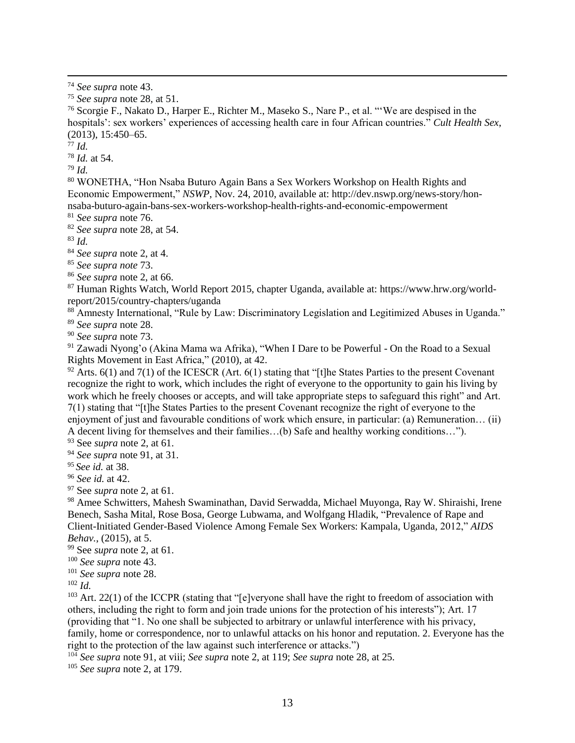[74] *See supra* note 43.

[75] *See supra* note 28, at 51.

[76] Scorgie F., Nakato D., Harper E., Richter M., Maseko S., Nare P., et al. "'We are despised in the hospitals': sex workers' experiences of accessing health care in four African countries." *Cult Health Sex,* (2013), 15:450–65.

[77] *Id.*

[78] *Id.* at 54.

[79] *Id.*

[80] WONETHA, "Hon Nsaba Buturo Again Bans a Sex Workers Workshop on Health Rights and Economic Empowerment," *NSWP*, Nov. 24, 2010, available at: http://dev.nswp.org/news-story/hon-nsaba-buturo-again-bans-sex-workers-workshop-health-rights-and-economic-empowerment

[81] *See supra* note 76.

[82] *See supra* note 28, at 54.

[83] *Id.*

[84] *See supra* note 2, at 4.

[85] *See supra note* 73.

[86] *See supra* note 2, at 66.

[87] Human Rights Watch, World Report 2015, chapter Uganda, available at: https://www.hrw.org/world-report/2015/country-chapters/uganda

[88] Amnesty International, "Rule by Law: Discriminatory Legislation and Legitimized Abuses in Uganda."

[89] *See supra* note 28.

[90] *See supra* note 73.

[91] Zawadi Nyong'o (Akina Mama wa Afrika), "When I Dare to be Powerful - On the Road to a Sexual Rights Movement in East Africa," (2010), at 42.

[92] Arts. 6(1) and 7(1) of the ICESCR (Art. 6(1) stating that "[t]he States Parties to the present Covenant recognize the right to work, which includes the right of everyone to the opportunity to gain his living by work which he freely chooses or accepts, and will take appropriate steps to safeguard this right" and Art. 7(1) stating that "[t]he States Parties to the present Covenant recognize the right of everyone to the enjoyment of just and favourable conditions of work which ensure, in particular: (a) Remuneration… (ii) A decent living for themselves and their families…(b) Safe and healthy working conditions…").

[93] See *supra* note 2, at 61.

[94] *See supra* note 91, at 31.

[95] *See id.* at 38.

[96] *See id.* at 42.

[97] See *supra* note 2, at 61.

[98] Amee Schwitters, Mahesh Swaminathan, David Serwadda, Michael Muyonga, Ray W. Shiraishi, Irene Benech, Sasha Mital, Rose Bosa, George Lubwama, and Wolfgang Hladik, "Prevalence of Rape and Client-Initiated Gender-Based Violence Among Female Sex Workers: Kampala, Uganda, 2012," *AIDS Behav.*, (2015), at 5.

[99] See *supra* note 2, at 61.

[100] *See supra* note 43.

[101] *See supra* note 28.

[102] *Id.*

[103] Art. 22(1) of the ICCPR (stating that "[e]veryone shall have the right to freedom of association with others, including the right to form and join trade unions for the protection of his interests"); Art. 17 (providing that "1. No one shall be subjected to arbitrary or unlawful interference with his privacy, family, home or correspondence, nor to unlawful attacks on his honor and reputation. 2. Everyone has the right to the protection of the law against such interference or attacks.")

[104] *See supra* note 91, at viii; *See supra* note 2, at 119; *See supra* note 28, at 25.

[105] *See supra* note 2, at 179.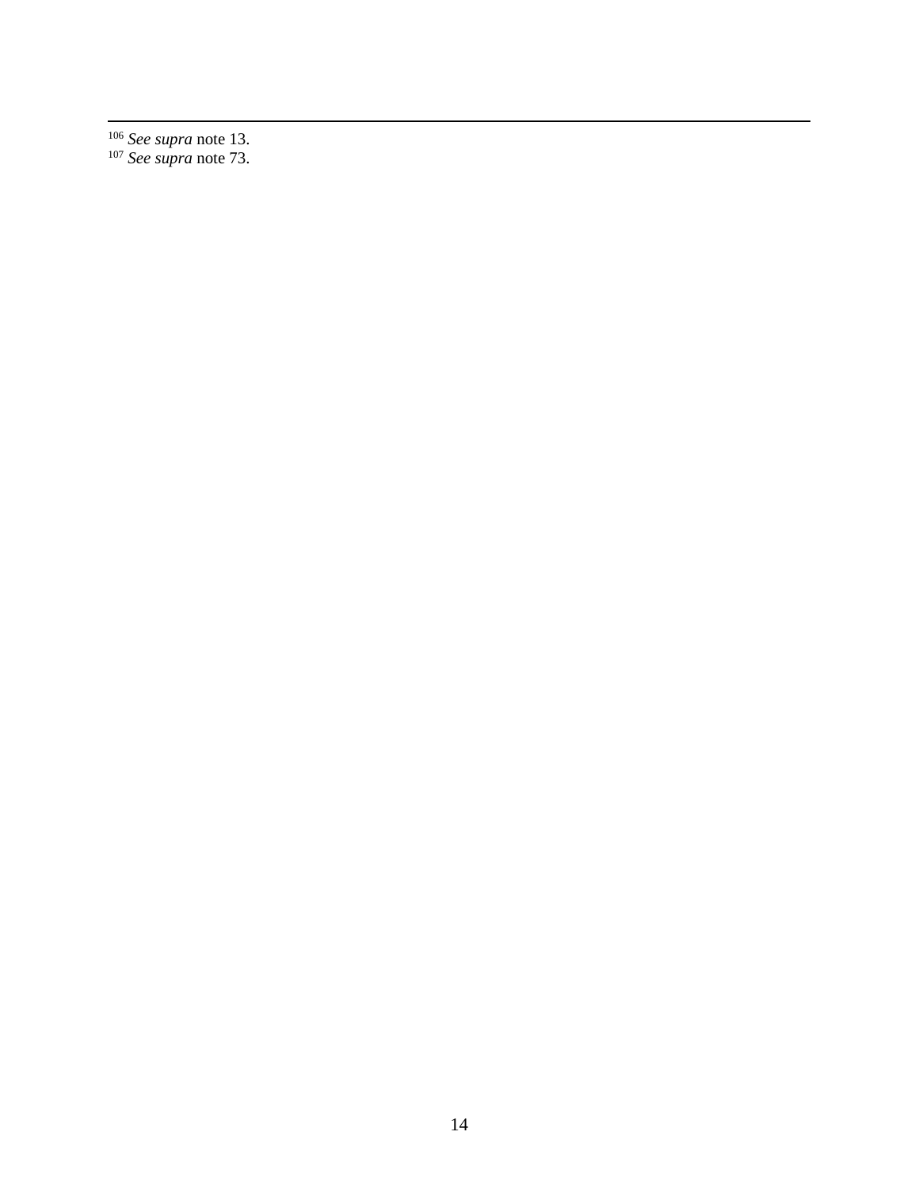[106] *See supra* note 13.
[107] *See supra* note 73.